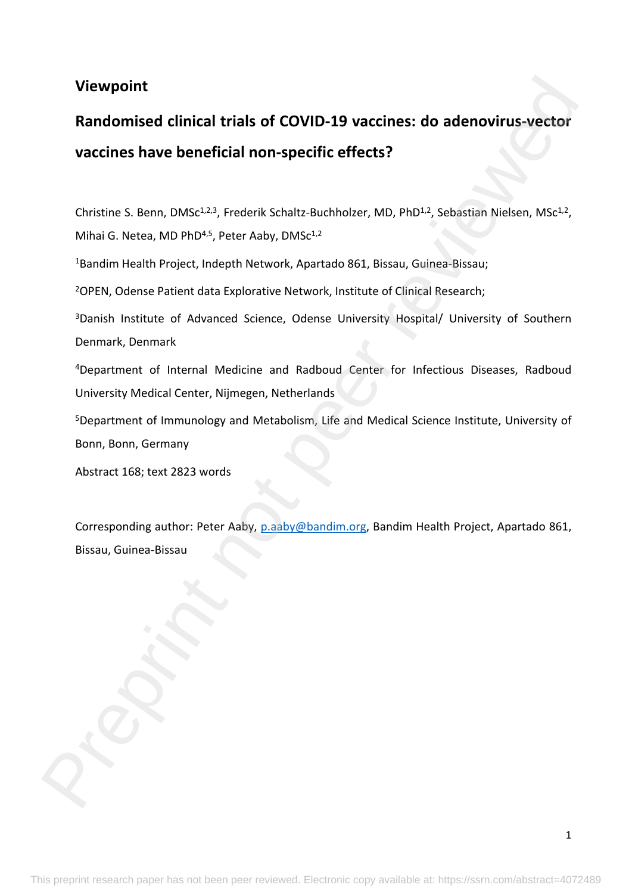## Viewpoint

# Randomised clinical trials of COVID-19 vaccines: do adenovirus-vector vaccines have beneficial non-specific effects?

Christine S. Benn, DMSc[1,2,3], Frederik Schaltz-Buchholzer, MD, PhD[1,2], Sebastian Nielsen, MSc[1,2], Mihai G. Netea, MD PhD[4,5], Peter Aaby, DMSc[1,2]

[1]Bandim Health Project, Indepth Network, Apartado 861, Bissau, Guinea-Bissau;

[2]OPEN, Odense Patient data Explorative Network, Institute of Clinical Research;

[3]Danish Institute of Advanced Science, Odense University Hospital/ University of Southern Denmark, Denmark

[4]Department of Internal Medicine and Radboud Center for Infectious Diseases, Radboud University Medical Center, Nijmegen, Netherlands

[5]Department of Immunology and Metabolism, Life and Medical Science Institute, University of Bonn, Bonn, Germany

Abstract 168; text 2823 words

Corresponding author: Peter Aaby, p.aaby@bandim.org, Bandim Health Project, Apartado 861, Bissau, Guinea-Bissau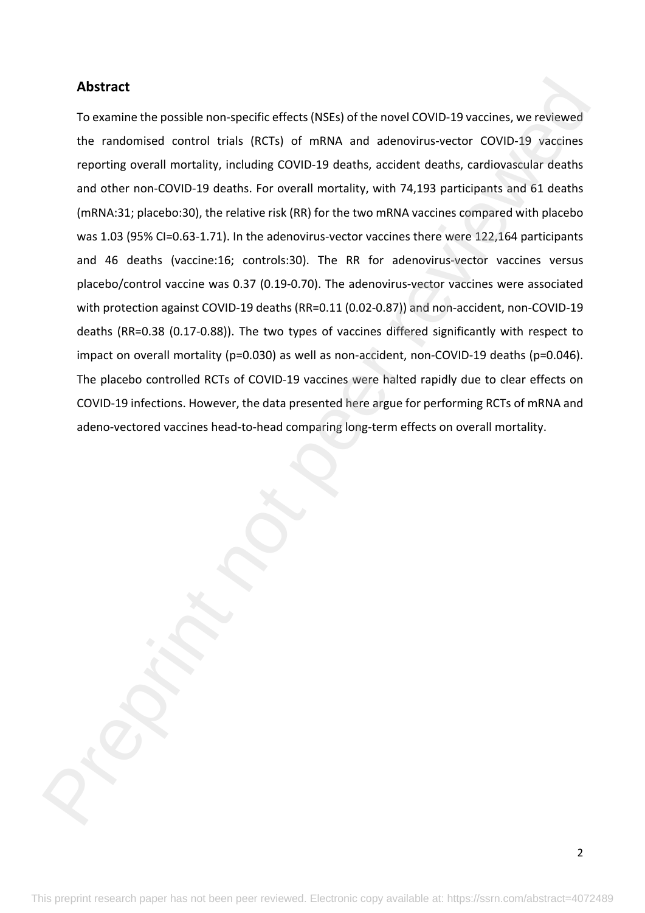## Abstract

To examine the possible non-specific effects (NSEs) of the novel COVID-19 vaccines, we reviewed the randomised control trials (RCTs) of mRNA and adenovirus-vector COVID-19 vaccines reporting overall mortality, including COVID-19 deaths, accident deaths, cardiovascular deaths and other non-COVID-19 deaths. For overall mortality, with 74,193 participants and 61 deaths (mRNA:31; placebo:30), the relative risk (RR) for the two mRNA vaccines compared with placebo was 1.03 (95% CI=0.63-1.71). In the adenovirus-vector vaccines there were 122,164 participants and 46 deaths (vaccine:16; controls:30). The RR for adenovirus-vector vaccines versus placebo/control vaccine was 0.37 (0.19-0.70). The adenovirus-vector vaccines were associated with protection against COVID-19 deaths (RR=0.11 (0.02-0.87)) and non-accident, non-COVID-19 deaths (RR=0.38 (0.17-0.88)). The two types of vaccines differed significantly with respect to impact on overall mortality (p=0.030) as well as non-accident, non-COVID-19 deaths (p=0.046). The placebo controlled RCTs of COVID-19 vaccines were halted rapidly due to clear effects on COVID-19 infections. However, the data presented here argue for performing RCTs of mRNA and adeno-vectored vaccines head-to-head comparing long-term effects on overall mortality.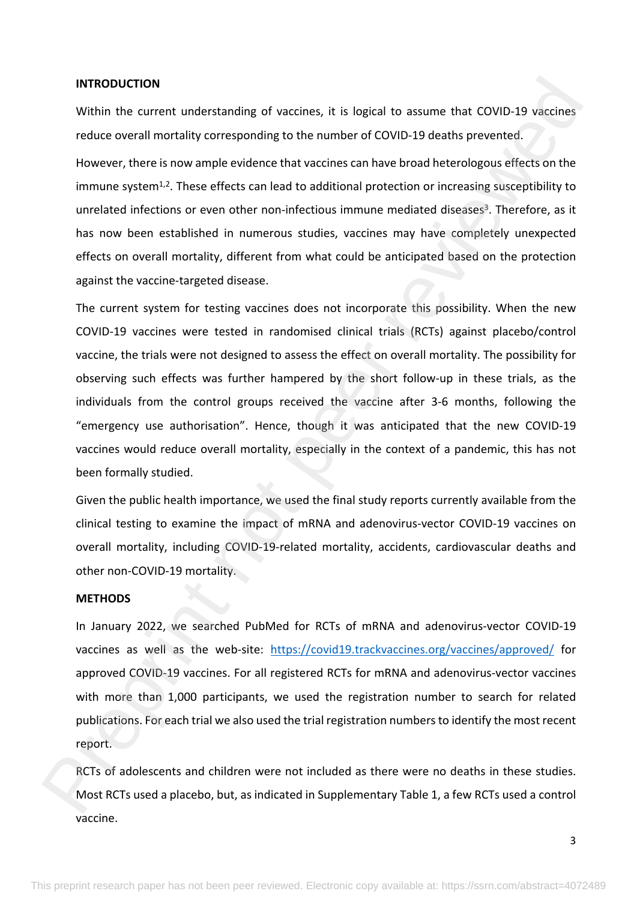## INTRODUCTION

Within the current understanding of vaccines, it is logical to assume that COVID-19 vaccines reduce overall mortality corresponding to the number of COVID-19 deaths prevented.

However, there is now ample evidence that vaccines can have broad heterologous effects on the immune system[1,2]. These effects can lead to additional protection or increasing susceptibility to unrelated infections or even other non-infectious immune mediated diseases[3]. Therefore, as it has now been established in numerous studies, vaccines may have completely unexpected effects on overall mortality, different from what could be anticipated based on the protection against the vaccine-targeted disease.

The current system for testing vaccines does not incorporate this possibility. When the new COVID-19 vaccines were tested in randomised clinical trials (RCTs) against placebo/control vaccine, the trials were not designed to assess the effect on overall mortality. The possibility for observing such effects was further hampered by the short follow-up in these trials, as the individuals from the control groups received the vaccine after 3-6 months, following the "emergency use authorisation". Hence, though it was anticipated that the new COVID-19 vaccines would reduce overall mortality, especially in the context of a pandemic, this has not been formally studied.

Given the public health importance, we used the final study reports currently available from the clinical testing to examine the impact of mRNA and adenovirus-vector COVID-19 vaccines on overall mortality, including COVID-19-related mortality, accidents, cardiovascular deaths and other non-COVID-19 mortality.

## METHODS

In January 2022, we searched PubMed for RCTs of mRNA and adenovirus-vector COVID-19 vaccines as well as the web-site: https://covid19.trackvaccines.org/vaccines/approved/ for approved COVID-19 vaccines. For all registered RCTs for mRNA and adenovirus-vector vaccines with more than 1,000 participants, we used the registration number to search for related publications. For each trial we also used the trial registration numbers to identify the most recent report.

RCTs of adolescents and children were not included as there were no deaths in these studies. Most RCTs used a placebo, but, as indicated in Supplementary Table 1, a few RCTs used a control vaccine.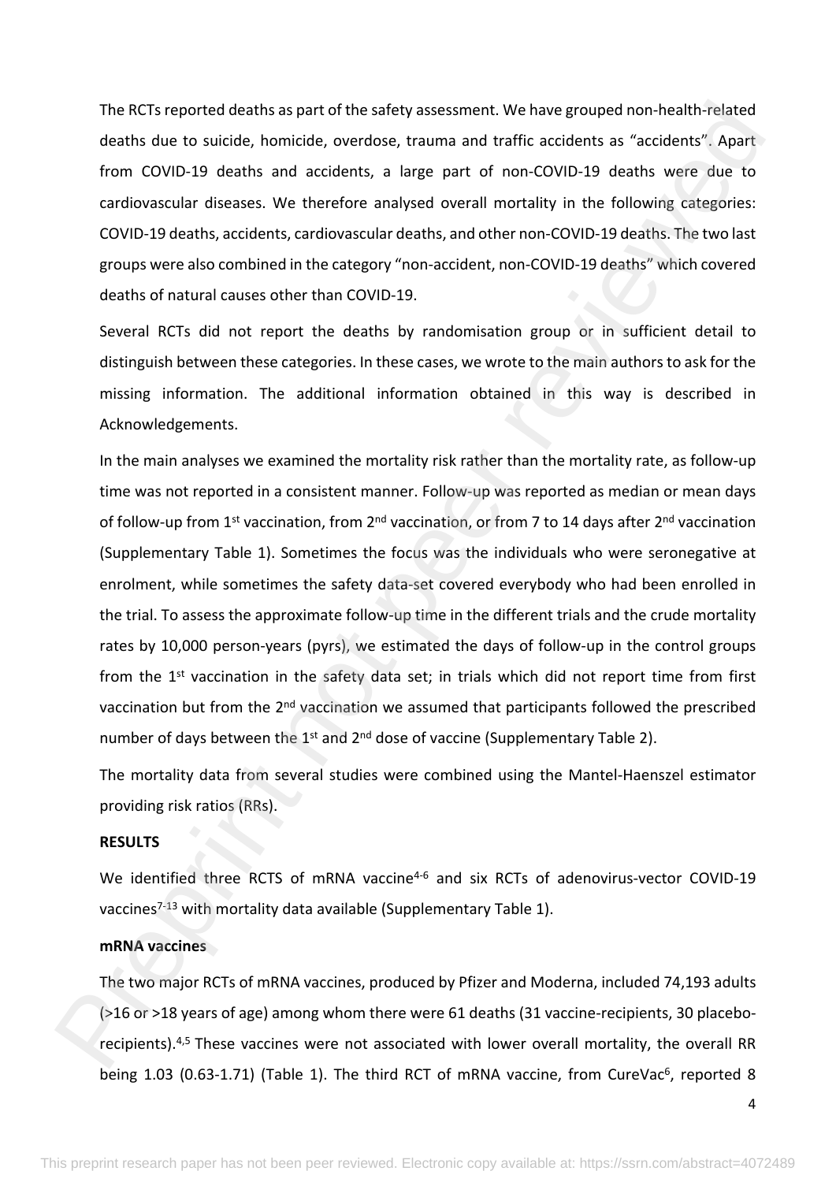The RCTs reported deaths as part of the safety assessment. We have grouped non-health-related deaths due to suicide, homicide, overdose, trauma and traffic accidents as "accidents". Apart from COVID-19 deaths and accidents, a large part of non-COVID-19 deaths were due to cardiovascular diseases. We therefore analysed overall mortality in the following categories: COVID-19 deaths, accidents, cardiovascular deaths, and other non-COVID-19 deaths. The two last groups were also combined in the category "non-accident, non-COVID-19 deaths" which covered deaths of natural causes other than COVID-19.

Several RCTs did not report the deaths by randomisation group or in sufficient detail to distinguish between these categories. In these cases, we wrote to the main authors to ask for the missing information. The additional information obtained in this way is described in Acknowledgements.

In the main analyses we examined the mortality risk rather than the mortality rate, as follow-up time was not reported in a consistent manner. Follow-up was reported as median or mean days of follow-up from 1st vaccination, from 2nd vaccination, or from 7 to 14 days after 2nd vaccination (Supplementary Table 1). Sometimes the focus was the individuals who were seronegative at enrolment, while sometimes the safety data-set covered everybody who had been enrolled in the trial. To assess the approximate follow-up time in the different trials and the crude mortality rates by 10,000 person-years (pyrs), we estimated the days of follow-up in the control groups from the 1st vaccination in the safety data set; in trials which did not report time from first vaccination but from the 2nd vaccination we assumed that participants followed the prescribed number of days between the 1st and 2nd dose of vaccine (Supplementary Table 2).

The mortality data from several studies were combined using the Mantel-Haenszel estimator providing risk ratios (RRs).

**RESULTS**

We identified three RCTS of mRNA vaccine[4-6] and six RCTs of adenovirus-vector COVID-19 vaccines[7-13] with mortality data available (Supplementary Table 1).

**mRNA vaccines**

The two major RCTs of mRNA vaccines, produced by Pfizer and Moderna, included 74,193 adults (>16 or >18 years of age) among whom there were 61 deaths (31 vaccine-recipients, 30 placebo-recipients).[4,5] These vaccines were not associated with lower overall mortality, the overall RR being 1.03 (0.63-1.71) (Table 1). The third RCT of mRNA vaccine, from CureVac[6], reported 8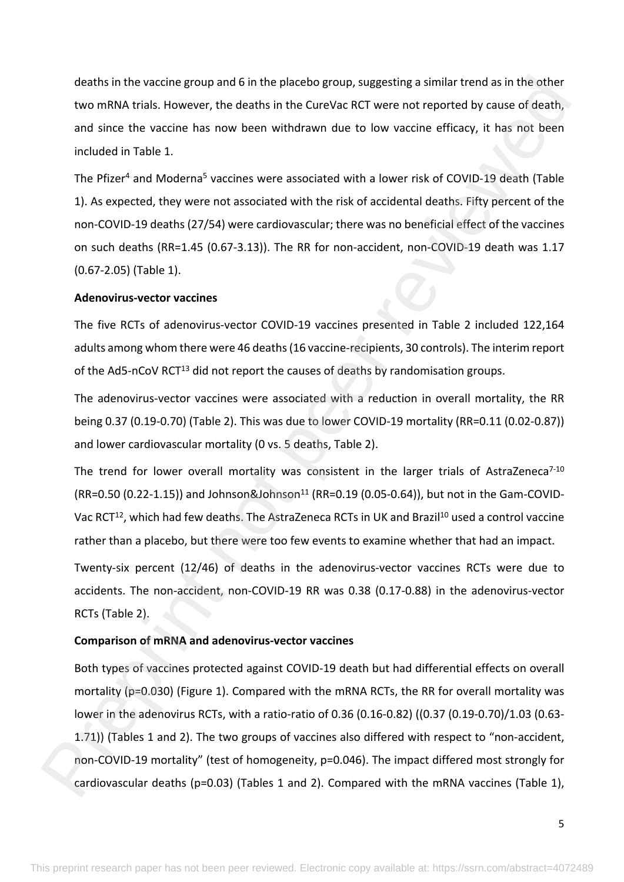deaths in the vaccine group and 6 in the placebo group, suggesting a similar trend as in the other two mRNA trials. However, the deaths in the CureVac RCT were not reported by cause of death, and since the vaccine has now been withdrawn due to low vaccine efficacy, it has not been included in Table 1.

The Pfizer[4] and Moderna[5] vaccines were associated with a lower risk of COVID-19 death (Table 1). As expected, they were not associated with the risk of accidental deaths. Fifty percent of the non-COVID-19 deaths (27/54) were cardiovascular; there was no beneficial effect of the vaccines on such deaths (RR=1.45 (0.67-3.13)). The RR for non-accident, non-COVID-19 death was 1.17 (0.67-2.05) (Table 1).

**Adenovirus-vector vaccines**

The five RCTs of adenovirus-vector COVID-19 vaccines presented in Table 2 included 122,164 adults among whom there were 46 deaths (16 vaccine-recipients, 30 controls). The interim report of the Ad5-nCoV RCT[13] did not report the causes of deaths by randomisation groups.

The adenovirus-vector vaccines were associated with a reduction in overall mortality, the RR being 0.37 (0.19-0.70) (Table 2). This was due to lower COVID-19 mortality (RR=0.11 (0.02-0.87)) and lower cardiovascular mortality (0 vs. 5 deaths, Table 2).

The trend for lower overall mortality was consistent in the larger trials of AstraZeneca[7-10] (RR=0.50 (0.22-1.15)) and Johnson&Johnson[11] (RR=0.19 (0.05-0.64)), but not in the Gam-COVID-Vac RCT[12], which had few deaths. The AstraZeneca RCTs in UK and Brazil[10] used a control vaccine rather than a placebo, but there were too few events to examine whether that had an impact.

Twenty-six percent (12/46) of deaths in the adenovirus-vector vaccines RCTs were due to accidents. The non-accident, non-COVID-19 RR was 0.38 (0.17-0.88) in the adenovirus-vector RCTs (Table 2).

**Comparison of mRNA and adenovirus-vector vaccines**

Both types of vaccines protected against COVID-19 death but had differential effects on overall mortality (p=0.030) (Figure 1). Compared with the mRNA RCTs, the RR for overall mortality was lower in the adenovirus RCTs, with a ratio-ratio of 0.36 (0.16-0.82) ((0.37 (0.19-0.70)/1.03 (0.63-1.71)) (Tables 1 and 2). The two groups of vaccines also differed with respect to "non-accident, non-COVID-19 mortality" (test of homogeneity, p=0.046). The impact differed most strongly for cardiovascular deaths (p=0.03) (Tables 1 and 2). Compared with the mRNA vaccines (Table 1),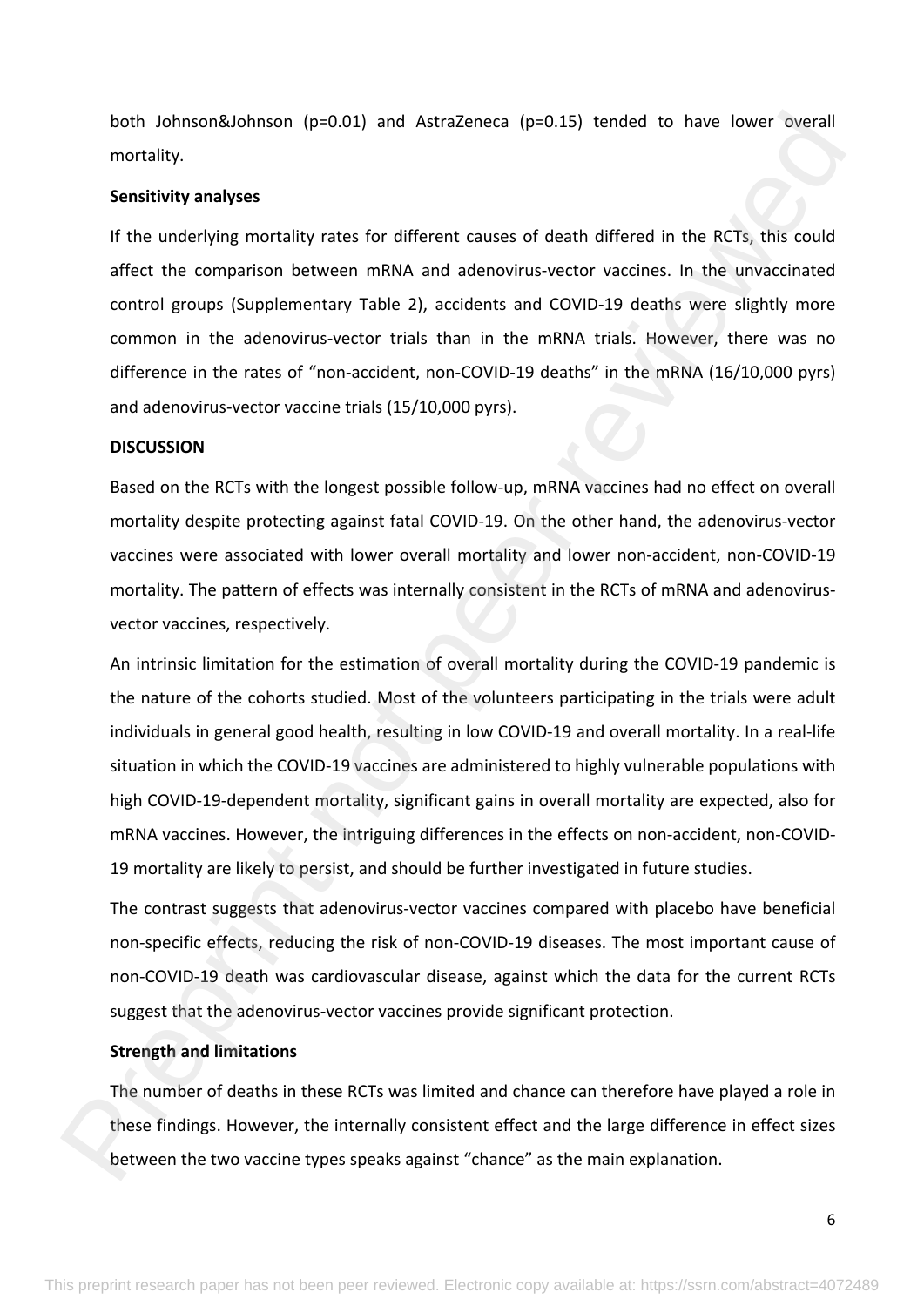both Johnson&Johnson (p=0.01) and AstraZeneca (p=0.15) tended to have lower overall mortality.

**Sensitivity analyses**

If the underlying mortality rates for different causes of death differed in the RCTs, this could affect the comparison between mRNA and adenovirus-vector vaccines. In the unvaccinated control groups (Supplementary Table 2), accidents and COVID-19 deaths were slightly more common in the adenovirus-vector trials than in the mRNA trials. However, there was no difference in the rates of "non-accident, non-COVID-19 deaths" in the mRNA (16/10,000 pyrs) and adenovirus-vector vaccine trials (15/10,000 pyrs).

**DISCUSSION**

Based on the RCTs with the longest possible follow-up, mRNA vaccines had no effect on overall mortality despite protecting against fatal COVID-19. On the other hand, the adenovirus-vector vaccines were associated with lower overall mortality and lower non-accident, non-COVID-19 mortality. The pattern of effects was internally consistent in the RCTs of mRNA and adenovirus-vector vaccines, respectively.

An intrinsic limitation for the estimation of overall mortality during the COVID-19 pandemic is the nature of the cohorts studied. Most of the volunteers participating in the trials were adult individuals in general good health, resulting in low COVID-19 and overall mortality. In a real-life situation in which the COVID-19 vaccines are administered to highly vulnerable populations with high COVID-19-dependent mortality, significant gains in overall mortality are expected, also for mRNA vaccines. However, the intriguing differences in the effects on non-accident, non-COVID-19 mortality are likely to persist, and should be further investigated in future studies.

The contrast suggests that adenovirus-vector vaccines compared with placebo have beneficial non-specific effects, reducing the risk of non-COVID-19 diseases. The most important cause of non-COVID-19 death was cardiovascular disease, against which the data for the current RCTs suggest that the adenovirus-vector vaccines provide significant protection.

**Strength and limitations**

The number of deaths in these RCTs was limited and chance can therefore have played a role in these findings. However, the internally consistent effect and the large difference in effect sizes between the two vaccine types speaks against "chance" as the main explanation.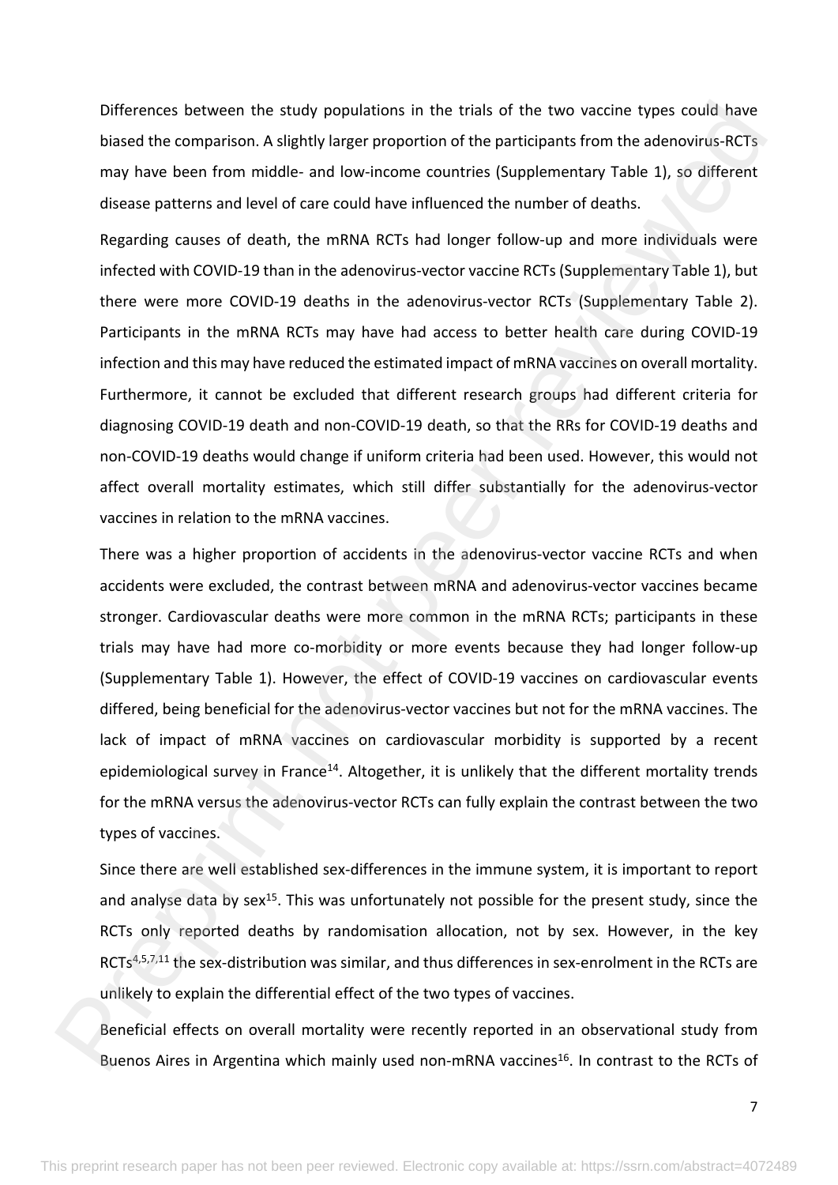Differences between the study populations in the trials of the two vaccine types could have biased the comparison. A slightly larger proportion of the participants from the adenovirus-RCTs may have been from middle- and low-income countries (Supplementary Table 1), so different disease patterns and level of care could have influenced the number of deaths.

Regarding causes of death, the mRNA RCTs had longer follow-up and more individuals were infected with COVID-19 than in the adenovirus-vector vaccine RCTs (Supplementary Table 1), but there were more COVID-19 deaths in the adenovirus-vector RCTs (Supplementary Table 2). Participants in the mRNA RCTs may have had access to better health care during COVID-19 infection and this may have reduced the estimated impact of mRNA vaccines on overall mortality. Furthermore, it cannot be excluded that different research groups had different criteria for diagnosing COVID-19 death and non-COVID-19 death, so that the RRs for COVID-19 deaths and non-COVID-19 deaths would change if uniform criteria had been used. However, this would not affect overall mortality estimates, which still differ substantially for the adenovirus-vector vaccines in relation to the mRNA vaccines.

There was a higher proportion of accidents in the adenovirus-vector vaccine RCTs and when accidents were excluded, the contrast between mRNA and adenovirus-vector vaccines became stronger. Cardiovascular deaths were more common in the mRNA RCTs; participants in these trials may have had more co-morbidity or more events because they had longer follow-up (Supplementary Table 1). However, the effect of COVID-19 vaccines on cardiovascular events differed, being beneficial for the adenovirus-vector vaccines but not for the mRNA vaccines. The lack of impact of mRNA vaccines on cardiovascular morbidity is supported by a recent epidemiological survey in France[14]. Altogether, it is unlikely that the different mortality trends for the mRNA versus the adenovirus-vector RCTs can fully explain the contrast between the two types of vaccines.

Since there are well established sex-differences in the immune system, it is important to report and analyse data by sex[15]. This was unfortunately not possible for the present study, since the RCTs only reported deaths by randomisation allocation, not by sex. However, in the key RCTs[4,5,7,11] the sex-distribution was similar, and thus differences in sex-enrolment in the RCTs are unlikely to explain the differential effect of the two types of vaccines.

Beneficial effects on overall mortality were recently reported in an observational study from Buenos Aires in Argentina which mainly used non-mRNA vaccines[16]. In contrast to the RCTs of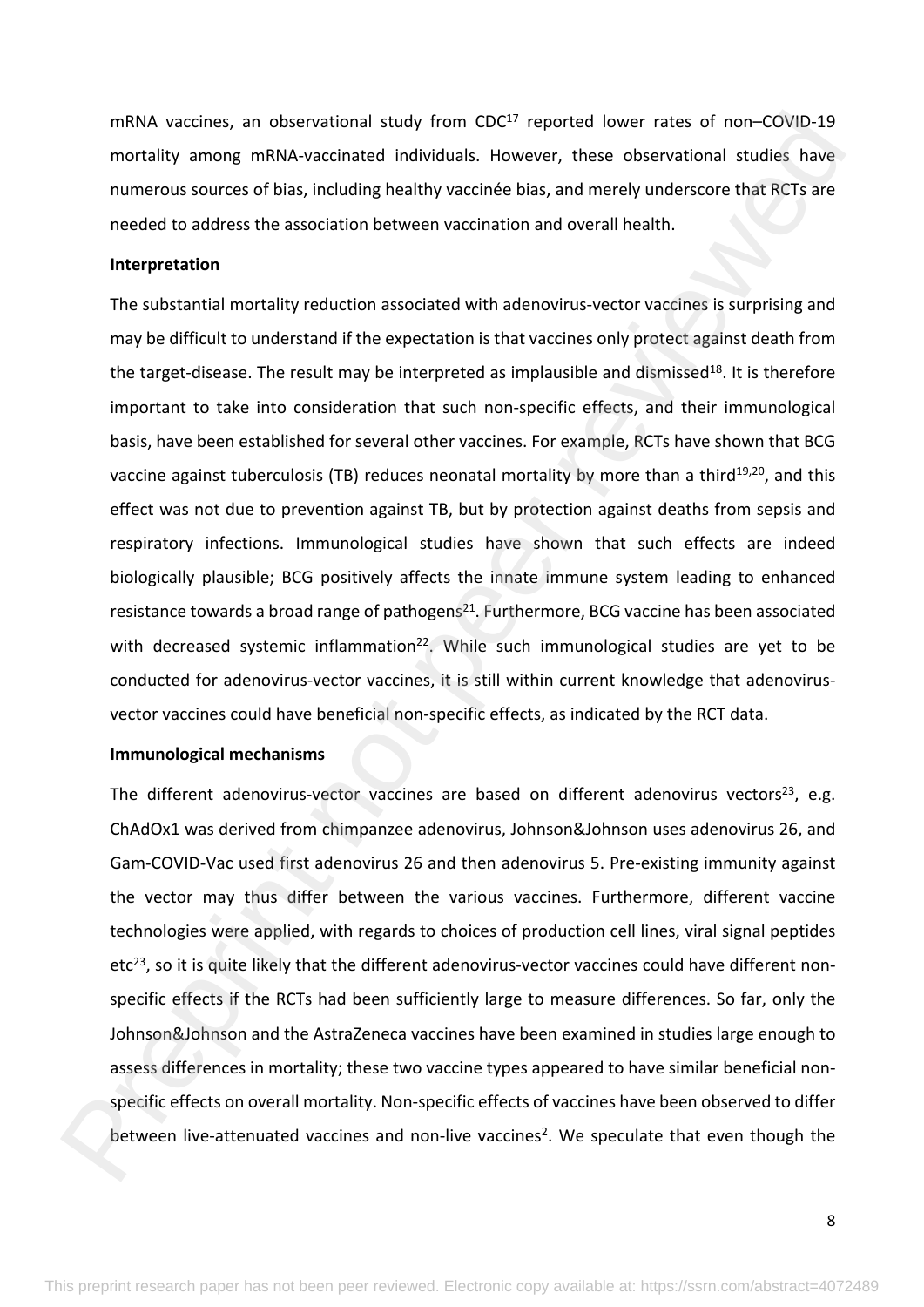mRNA vaccines, an observational study from CDC[17] reported lower rates of non–COVID-19 mortality among mRNA-vaccinated individuals. However, these observational studies have numerous sources of bias, including healthy vaccinée bias, and merely underscore that RCTs are needed to address the association between vaccination and overall health.

**Interpretation**

The substantial mortality reduction associated with adenovirus-vector vaccines is surprising and may be difficult to understand if the expectation is that vaccines only protect against death from the target-disease. The result may be interpreted as implausible and dismissed[18]. It is therefore important to take into consideration that such non-specific effects, and their immunological basis, have been established for several other vaccines. For example, RCTs have shown that BCG vaccine against tuberculosis (TB) reduces neonatal mortality by more than a third[19,20], and this effect was not due to prevention against TB, but by protection against deaths from sepsis and respiratory infections. Immunological studies have shown that such effects are indeed biologically plausible; BCG positively affects the innate immune system leading to enhanced resistance towards a broad range of pathogens[21]. Furthermore, BCG vaccine has been associated with decreased systemic inflammation[22]. While such immunological studies are yet to be conducted for adenovirus-vector vaccines, it is still within current knowledge that adenovirus-vector vaccines could have beneficial non-specific effects, as indicated by the RCT data.

**Immunological mechanisms**

The different adenovirus-vector vaccines are based on different adenovirus vectors[23], e.g. ChAdOx1 was derived from chimpanzee adenovirus, Johnson&Johnson uses adenovirus 26, and Gam-COVID-Vac used first adenovirus 26 and then adenovirus 5. Pre-existing immunity against the vector may thus differ between the various vaccines. Furthermore, different vaccine technologies were applied, with regards to choices of production cell lines, viral signal peptides etc[23], so it is quite likely that the different adenovirus-vector vaccines could have different non-specific effects if the RCTs had been sufficiently large to measure differences. So far, only the Johnson&Johnson and the AstraZeneca vaccines have been examined in studies large enough to assess differences in mortality; these two vaccine types appeared to have similar beneficial non-specific effects on overall mortality. Non-specific effects of vaccines have been observed to differ between live-attenuated vaccines and non-live vaccines[2]. We speculate that even though the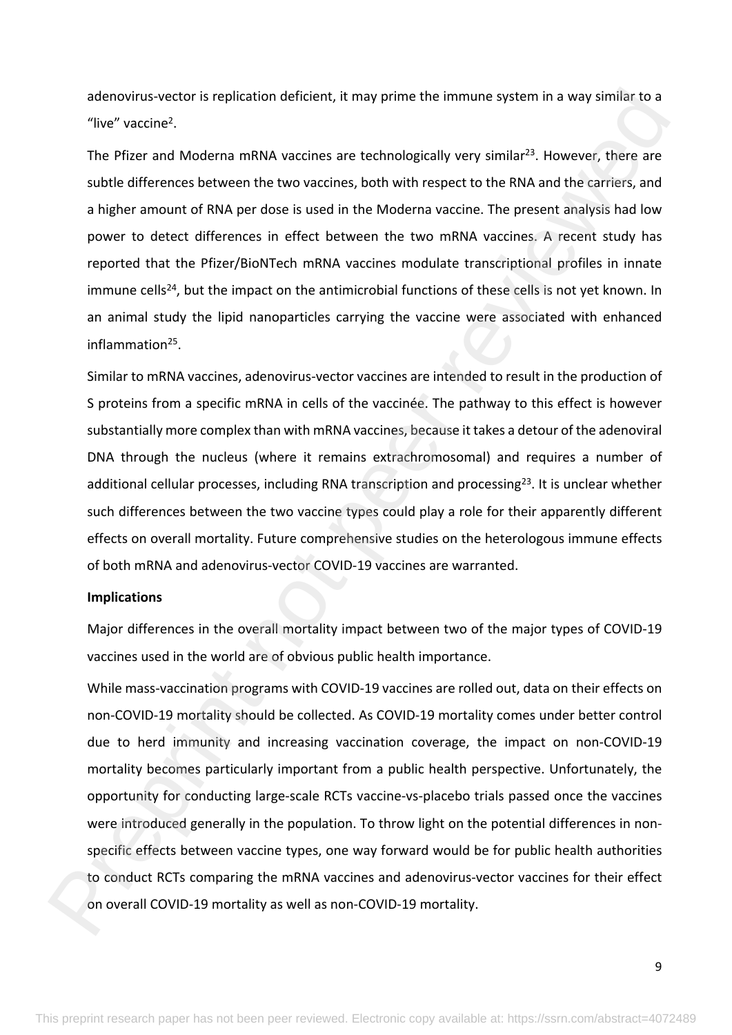adenovirus-vector is replication deficient, it may prime the immune system in a way similar to a "live" vaccine[2].

The Pfizer and Moderna mRNA vaccines are technologically very similar[23]. However, there are subtle differences between the two vaccines, both with respect to the RNA and the carriers, and a higher amount of RNA per dose is used in the Moderna vaccine. The present analysis had low power to detect differences in effect between the two mRNA vaccines. A recent study has reported that the Pfizer/BioNTech mRNA vaccines modulate transcriptional profiles in innate immune cells[24], but the impact on the antimicrobial functions of these cells is not yet known. In an animal study the lipid nanoparticles carrying the vaccine were associated with enhanced inflammation[25].

Similar to mRNA vaccines, adenovirus-vector vaccines are intended to result in the production of S proteins from a specific mRNA in cells of the vaccinée. The pathway to this effect is however substantially more complex than with mRNA vaccines, because it takes a detour of the adenoviral DNA through the nucleus (where it remains extrachromosomal) and requires a number of additional cellular processes, including RNA transcription and processing[23]. It is unclear whether such differences between the two vaccine types could play a role for their apparently different effects on overall mortality. Future comprehensive studies on the heterologous immune effects of both mRNA and adenovirus-vector COVID-19 vaccines are warranted.

**Implications**

Major differences in the overall mortality impact between two of the major types of COVID-19 vaccines used in the world are of obvious public health importance.

While mass-vaccination programs with COVID-19 vaccines are rolled out, data on their effects on non-COVID-19 mortality should be collected. As COVID-19 mortality comes under better control due to herd immunity and increasing vaccination coverage, the impact on non-COVID-19 mortality becomes particularly important from a public health perspective. Unfortunately, the opportunity for conducting large-scale RCTs vaccine-vs-placebo trials passed once the vaccines were introduced generally in the population. To throw light on the potential differences in non-specific effects between vaccine types, one way forward would be for public health authorities to conduct RCTs comparing the mRNA vaccines and adenovirus-vector vaccines for their effect on overall COVID-19 mortality as well as non-COVID-19 mortality.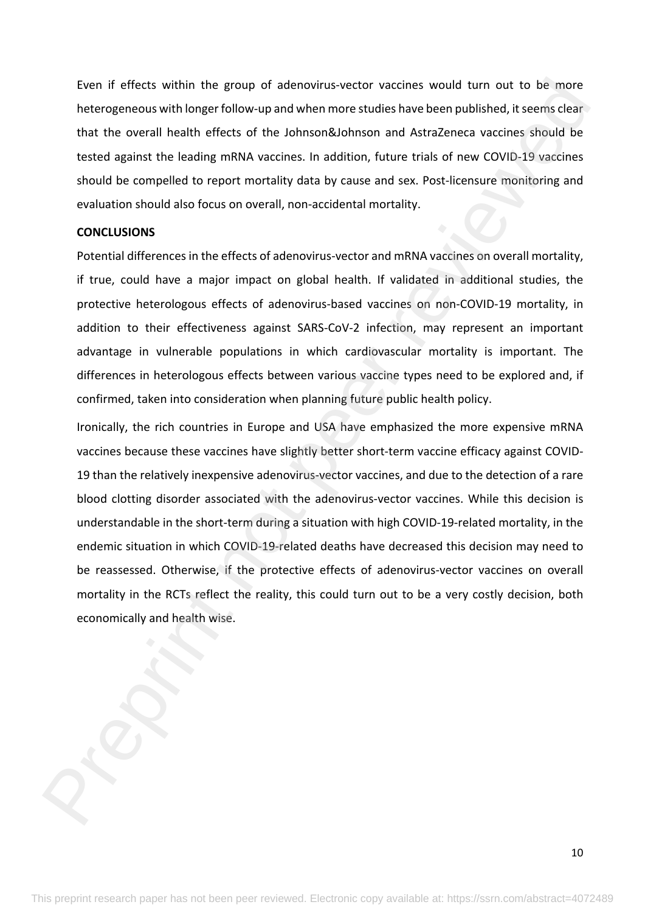Even if effects within the group of adenovirus-vector vaccines would turn out to be more heterogeneous with longer follow-up and when more studies have been published, it seems clear that the overall health effects of the Johnson&Johnson and AstraZeneca vaccines should be tested against the leading mRNA vaccines. In addition, future trials of new COVID-19 vaccines should be compelled to report mortality data by cause and sex. Post-licensure monitoring and evaluation should also focus on overall, non-accidental mortality.

## CONCLUSIONS

Potential differences in the effects of adenovirus-vector and mRNA vaccines on overall mortality, if true, could have a major impact on global health. If validated in additional studies, the protective heterologous effects of adenovirus-based vaccines on non-COVID-19 mortality, in addition to their effectiveness against SARS-CoV-2 infection, may represent an important advantage in vulnerable populations in which cardiovascular mortality is important. The differences in heterologous effects between various vaccine types need to be explored and, if confirmed, taken into consideration when planning future public health policy.

Ironically, the rich countries in Europe and USA have emphasized the more expensive mRNA vaccines because these vaccines have slightly better short-term vaccine efficacy against COVID-19 than the relatively inexpensive adenovirus-vector vaccines, and due to the detection of a rare blood clotting disorder associated with the adenovirus-vector vaccines. While this decision is understandable in the short-term during a situation with high COVID-19-related mortality, in the endemic situation in which COVID-19-related deaths have decreased this decision may need to be reassessed. Otherwise, if the protective effects of adenovirus-vector vaccines on overall mortality in the RCTs reflect the reality, this could turn out to be a very costly decision, both economically and health wise.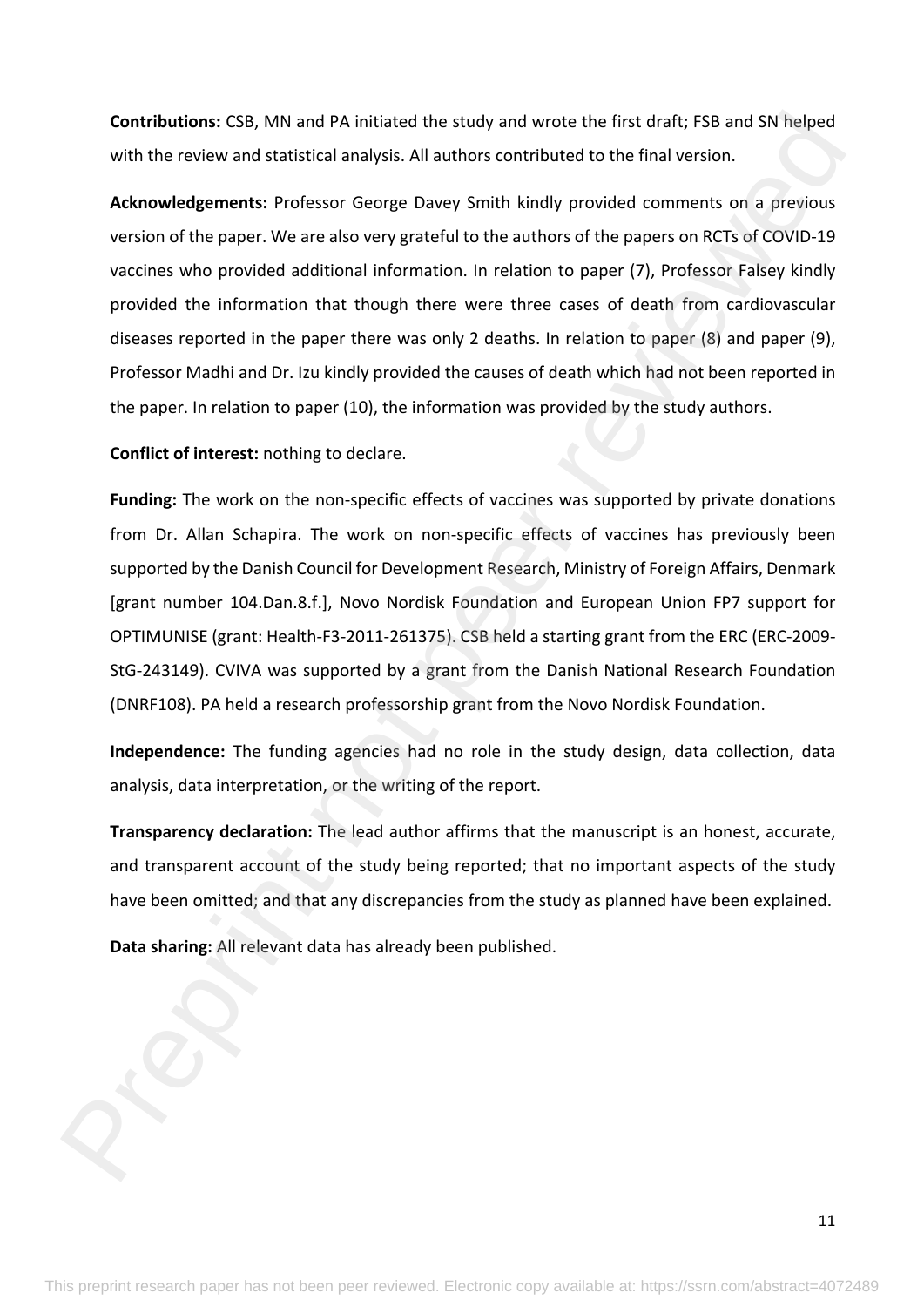**Contributions:** CSB, MN and PA initiated the study and wrote the first draft; FSB and SN helped with the review and statistical analysis. All authors contributed to the final version.

**Acknowledgements:** Professor George Davey Smith kindly provided comments on a previous version of the paper. We are also very grateful to the authors of the papers on RCTs of COVID-19 vaccines who provided additional information. In relation to paper (7), Professor Falsey kindly provided the information that though there were three cases of death from cardiovascular diseases reported in the paper there was only 2 deaths. In relation to paper (8) and paper (9), Professor Madhi and Dr. Izu kindly provided the causes of death which had not been reported in the paper. In relation to paper (10), the information was provided by the study authors.

**Conflict of interest:** nothing to declare.

**Funding:** The work on the non-specific effects of vaccines was supported by private donations from Dr. Allan Schapira. The work on non-specific effects of vaccines has previously been supported by the Danish Council for Development Research, Ministry of Foreign Affairs, Denmark [grant number 104.Dan.8.f.], Novo Nordisk Foundation and European Union FP7 support for OPTIMUNISE (grant: Health-F3-2011-261375). CSB held a starting grant from the ERC (ERC-2009-StG-243149). CVIVA was supported by a grant from the Danish National Research Foundation (DNRF108). PA held a research professorship grant from the Novo Nordisk Foundation.

**Independence:** The funding agencies had no role in the study design, data collection, data analysis, data interpretation, or the writing of the report.

**Transparency declaration:** The lead author affirms that the manuscript is an honest, accurate, and transparent account of the study being reported; that no important aspects of the study have been omitted; and that any discrepancies from the study as planned have been explained.

**Data sharing:** All relevant data has already been published.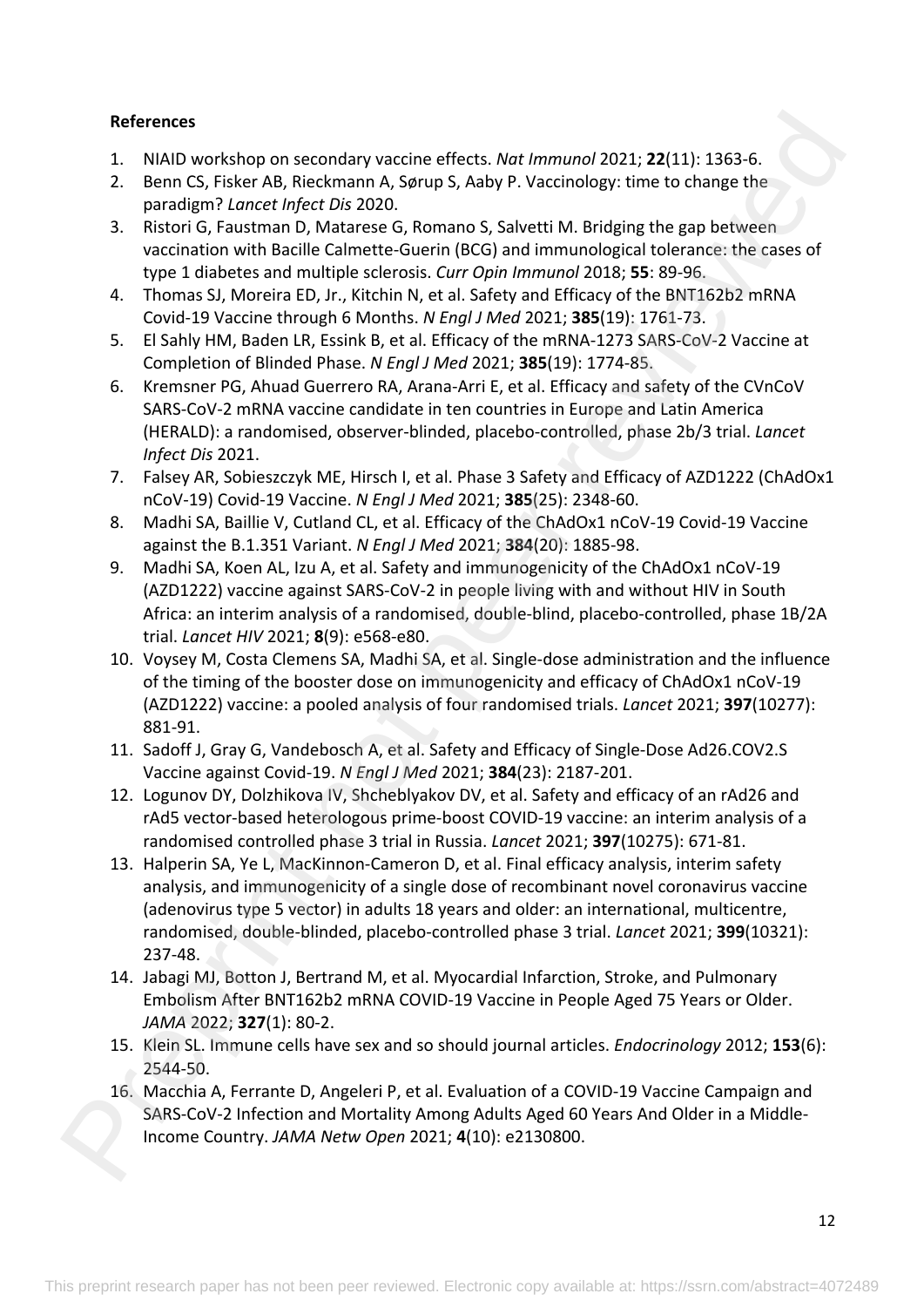**References**

1. NIAID workshop on secondary vaccine effects. *Nat Immunol* 2021; **22**(11): 1363-6.
2. Benn CS, Fisker AB, Rieckmann A, Sørup S, Aaby P. Vaccinology: time to change the paradigm? *Lancet Infect Dis* 2020.
3. Ristori G, Faustman D, Matarese G, Romano S, Salvetti M. Bridging the gap between vaccination with Bacille Calmette-Guerin (BCG) and immunological tolerance: the cases of type 1 diabetes and multiple sclerosis. *Curr Opin Immunol* 2018; **55**: 89-96.
4. Thomas SJ, Moreira ED, Jr., Kitchin N, et al. Safety and Efficacy of the BNT162b2 mRNA Covid-19 Vaccine through 6 Months. *N Engl J Med* 2021; **385**(19): 1761-73.
5. El Sahly HM, Baden LR, Essink B, et al. Efficacy of the mRNA-1273 SARS-CoV-2 Vaccine at Completion of Blinded Phase. *N Engl J Med* 2021; **385**(19): 1774-85.
6. Kremsner PG, Ahuad Guerrero RA, Arana-Arri E, et al. Efficacy and safety of the CVnCoV SARS-CoV-2 mRNA vaccine candidate in ten countries in Europe and Latin America (HERALD): a randomised, observer-blinded, placebo-controlled, phase 2b/3 trial. *Lancet Infect Dis* 2021.
7. Falsey AR, Sobieszczyk ME, Hirsch I, et al. Phase 3 Safety and Efficacy of AZD1222 (ChAdOx1 nCoV-19) Covid-19 Vaccine. *N Engl J Med* 2021; **385**(25): 2348-60.
8. Madhi SA, Baillie V, Cutland CL, et al. Efficacy of the ChAdOx1 nCoV-19 Covid-19 Vaccine against the B.1.351 Variant. *N Engl J Med* 2021; **384**(20): 1885-98.
9. Madhi SA, Koen AL, Izu A, et al. Safety and immunogenicity of the ChAdOx1 nCoV-19 (AZD1222) vaccine against SARS-CoV-2 in people living with and without HIV in South Africa: an interim analysis of a randomised, double-blind, placebo-controlled, phase 1B/2A trial. *Lancet HIV* 2021; **8**(9): e568-e80.
10. Voysey M, Costa Clemens SA, Madhi SA, et al. Single-dose administration and the influence of the timing of the booster dose on immunogenicity and efficacy of ChAdOx1 nCoV-19 (AZD1222) vaccine: a pooled analysis of four randomised trials. *Lancet* 2021; **397**(10277): 881-91.
11. Sadoff J, Gray G, Vandebosch A, et al. Safety and Efficacy of Single-Dose Ad26.COV2.S Vaccine against Covid-19. *N Engl J Med* 2021; **384**(23): 2187-201.
12. Logunov DY, Dolzhikova IV, Shcheblyakov DV, et al. Safety and efficacy of an rAd26 and rAd5 vector-based heterologous prime-boost COVID-19 vaccine: an interim analysis of a randomised controlled phase 3 trial in Russia. *Lancet* 2021; **397**(10275): 671-81.
13. Halperin SA, Ye L, MacKinnon-Cameron D, et al. Final efficacy analysis, interim safety analysis, and immunogenicity of a single dose of recombinant novel coronavirus vaccine (adenovirus type 5 vector) in adults 18 years and older: an international, multicentre, randomised, double-blinded, placebo-controlled phase 3 trial. *Lancet* 2021; **399**(10321): 237-48.
14. Jabagi MJ, Botton J, Bertrand M, et al. Myocardial Infarction, Stroke, and Pulmonary Embolism After BNT162b2 mRNA COVID-19 Vaccine in People Aged 75 Years or Older. *JAMA* 2022; **327**(1): 80-2.
15. Klein SL. Immune cells have sex and so should journal articles. *Endocrinology* 2012; **153**(6): 2544-50.
16. Macchia A, Ferrante D, Angeleri P, et al. Evaluation of a COVID-19 Vaccine Campaign and SARS-CoV-2 Infection and Mortality Among Adults Aged 60 Years And Older in a Middle-Income Country. *JAMA Netw Open* 2021; **4**(10): e2130800.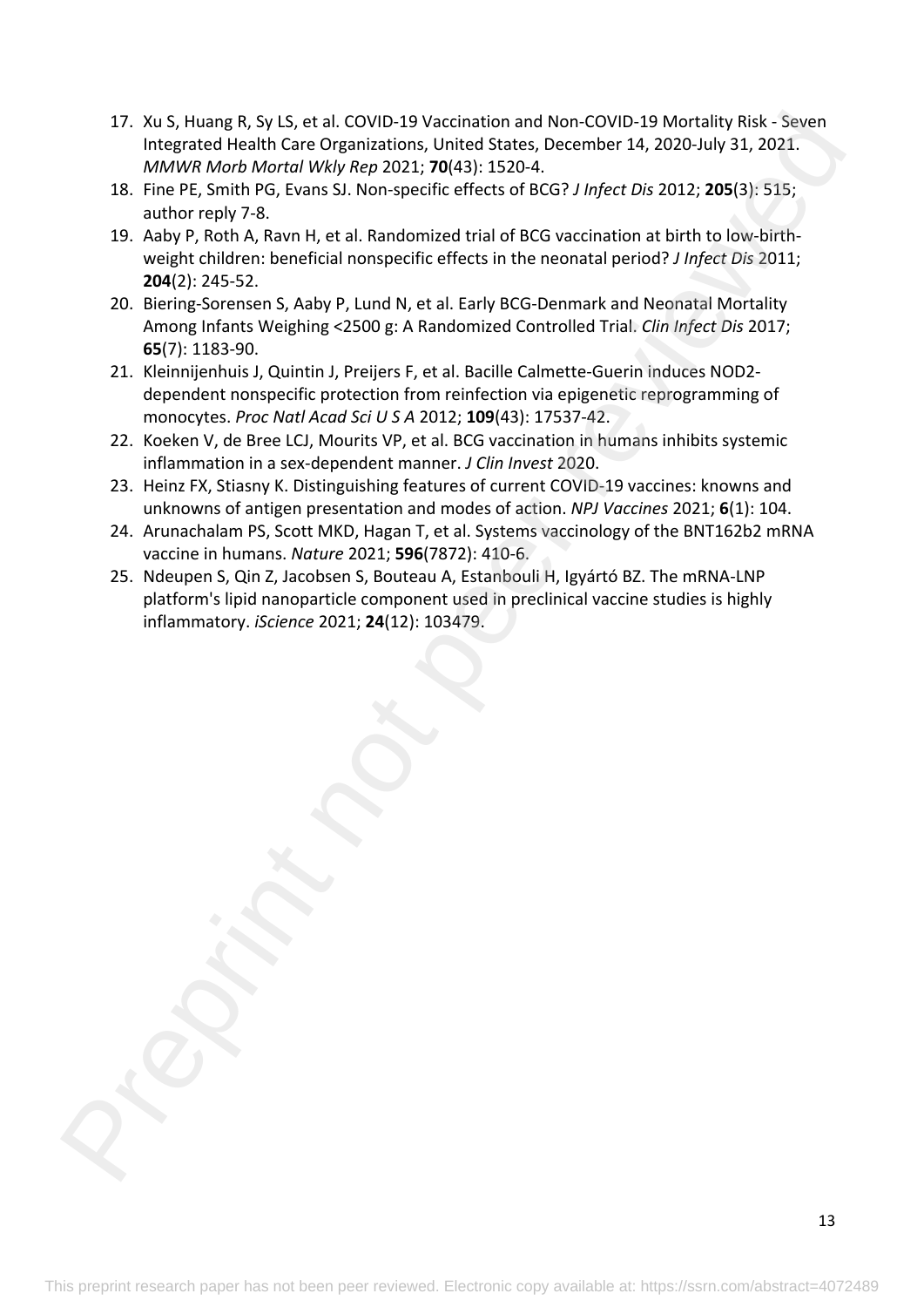17. Xu S, Huang R, Sy LS, et al. COVID-19 Vaccination and Non-COVID-19 Mortality Risk - Seven Integrated Health Care Organizations, United States, December 14, 2020-July 31, 2021. *MMWR Morb Mortal Wkly Rep* 2021; **70**(43): 1520-4.
18. Fine PE, Smith PG, Evans SJ. Non-specific effects of BCG? *J Infect Dis* 2012; **205**(3): 515; author reply 7-8.
19. Aaby P, Roth A, Ravn H, et al. Randomized trial of BCG vaccination at birth to low-birth-weight children: beneficial nonspecific effects in the neonatal period? *J Infect Dis* 2011; **204**(2): 245-52.
20. Biering-Sorensen S, Aaby P, Lund N, et al. Early BCG-Denmark and Neonatal Mortality Among Infants Weighing <2500 g: A Randomized Controlled Trial. *Clin Infect Dis* 2017; **65**(7): 1183-90.
21. Kleinnijenhuis J, Quintin J, Preijers F, et al. Bacille Calmette-Guerin induces NOD2-dependent nonspecific protection from reinfection via epigenetic reprogramming of monocytes. *Proc Natl Acad Sci U S A* 2012; **109**(43): 17537-42.
22. Koeken V, de Bree LCJ, Mourits VP, et al. BCG vaccination in humans inhibits systemic inflammation in a sex-dependent manner. *J Clin Invest* 2020.
23. Heinz FX, Stiasny K. Distinguishing features of current COVID-19 vaccines: knowns and unknowns of antigen presentation and modes of action. *NPJ Vaccines* 2021; **6**(1): 104.
24. Arunachalam PS, Scott MKD, Hagan T, et al. Systems vaccinology of the BNT162b2 mRNA vaccine in humans. *Nature* 2021; **596**(7872): 410-6.
25. Ndeupen S, Qin Z, Jacobsen S, Bouteau A, Estanbouli H, Igyártó BZ. The mRNA-LNP platform's lipid nanoparticle component used in preclinical vaccine studies is highly inflammatory. *iScience* 2021; **24**(12): 103479.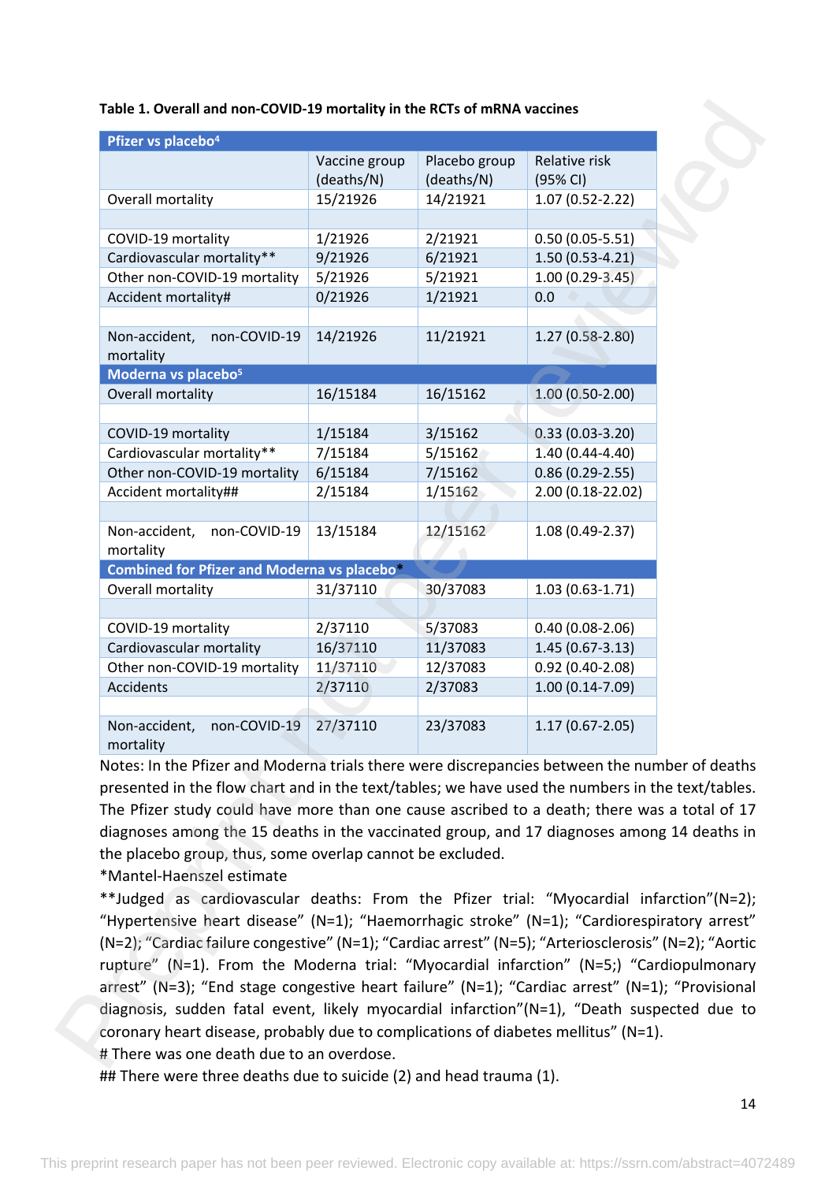**Table 1. Overall and non-COVID-19 mortality in the RCTs of mRNA vaccines**

| **Pfizer vs placebo[4]** | | | |
|---|---|---|---|
| | Vaccine group (deaths/N) | Placebo group (deaths/N) | Relative risk (95% CI) |
| Overall mortality | 15/21926 | 14/21921 | 1.07 (0.52-2.22) |
| | | | |
| COVID-19 mortality | 1/21926 | 2/21921 | 0.50 (0.05-5.51) |
| Cardiovascular mortality** | 9/21926 | 6/21921 | 1.50 (0.53-4.21) |
| Other non-COVID-19 mortality | 5/21926 | 5/21921 | 1.00 (0.29-3.45) |
| Accident mortality# | 0/21926 | 1/21921 | 0.0 |
| | | | |
| Non-accident, non-COVID-19 mortality | 14/21926 | 11/21921 | 1.27 (0.58-2.80) |
| **Moderna vs placebo[5]** | | | |
| Overall mortality | 16/15184 | 16/15162 | 1.00 (0.50-2.00) |
| | | | |
| COVID-19 mortality | 1/15184 | 3/15162 | 0.33 (0.03-3.20) |
| Cardiovascular mortality** | 7/15184 | 5/15162 | 1.40 (0.44-4.40) |
| Other non-COVID-19 mortality | 6/15184 | 7/15162 | 0.86 (0.29-2.55) |
| Accident mortality## | 2/15184 | 1/15162 | 2.00 (0.18-22.02) |
| | | | |
| Non-accident, non-COVID-19 mortality | 13/15184 | 12/15162 | 1.08 (0.49-2.37) |
| **Combined for Pfizer and Moderna vs placebo*** | | | |
| Overall mortality | 31/37110 | 30/37083 | 1.03 (0.63-1.71) |
| | | | |
| COVID-19 mortality | 2/37110 | 5/37083 | 0.40 (0.08-2.06) |
| Cardiovascular mortality | 16/37110 | 11/37083 | 1.45 (0.67-3.13) |
| Other non-COVID-19 mortality | 11/37110 | 12/37083 | 0.92 (0.40-2.08) |
| Accidents | 2/37110 | 2/37083 | 1.00 (0.14-7.09) |
| | | | |
| Non-accident, non-COVID-19 mortality | 27/37110 | 23/37083 | 1.17 (0.67-2.05) |

Notes: In the Pfizer and Moderna trials there were discrepancies between the number of deaths presented in the flow chart and in the text/tables; we have used the numbers in the text/tables. The Pfizer study could have more than one cause ascribed to a death; there was a total of 17 diagnoses among the 15 deaths in the vaccinated group, and 17 diagnoses among 14 deaths in the placebo group, thus, some overlap cannot be excluded.

*Mantel-Haenszel estimate

**Judged as cardiovascular deaths: From the Pfizer trial: "Myocardial infarction"(N=2); "Hypertensive heart disease" (N=1); "Haemorrhagic stroke" (N=1); "Cardiorespiratory arrest" (N=2); "Cardiac failure congestive" (N=1); "Cardiac arrest" (N=5); "Arteriosclerosis" (N=2); "Aortic rupture" (N=1). From the Moderna trial: "Myocardial infarction" (N=5;) "Cardiopulmonary arrest" (N=3); "End stage congestive heart failure" (N=1); "Cardiac arrest" (N=1); "Provisional diagnosis, sudden fatal event, likely myocardial infarction"(N=1), "Death suspected due to coronary heart disease, probably due to complications of diabetes mellitus" (N=1).

# There was one death due to an overdose.

## There were three deaths due to suicide (2) and head trauma (1).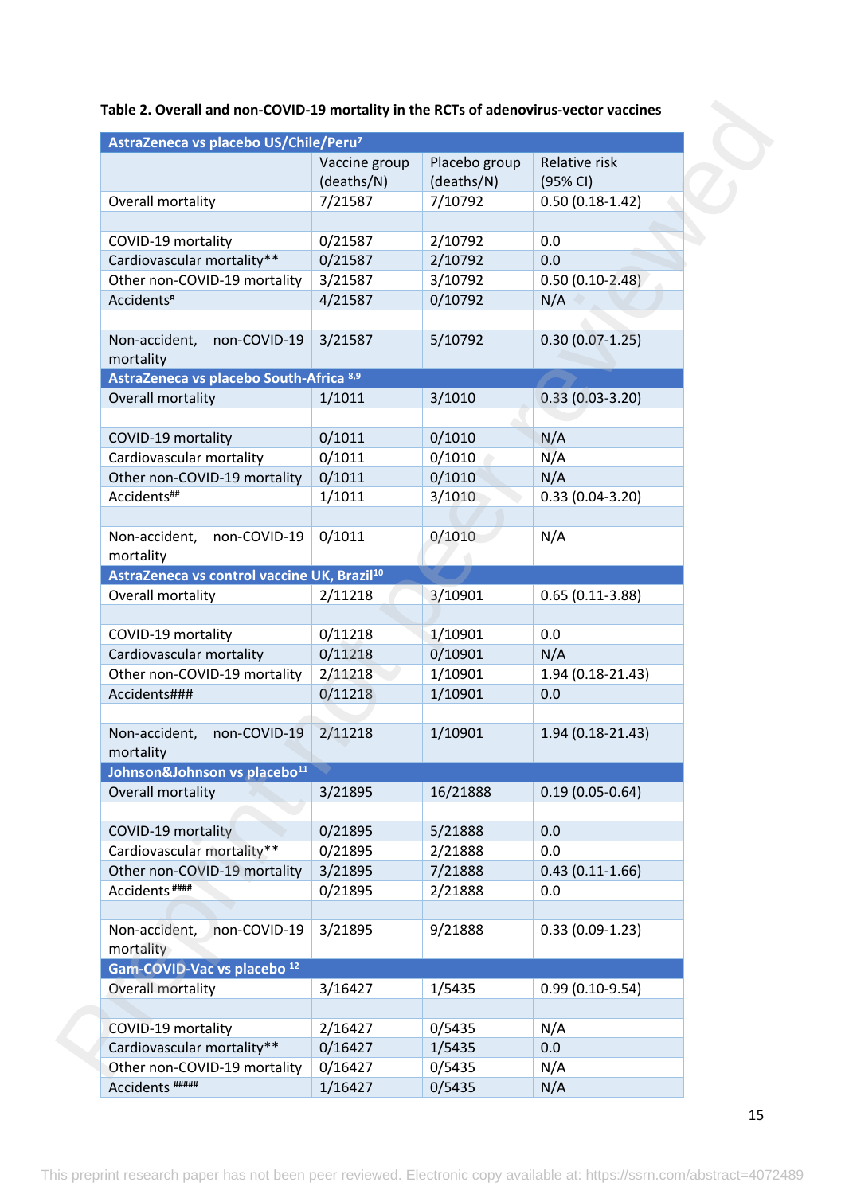**Table 2. Overall and non-COVID-19 mortality in the RCTs of adenovirus-vector vaccines**

| AstraZeneca vs placebo US/Chile/Peru[7] | | | |
|---|---|---|---|
| | Vaccine group (deaths/N) | Placebo group (deaths/N) | Relative risk (95% CI) |
| Overall mortality | 7/21587 | 7/10792 | 0.50 (0.18-1.42) |
| | | | |
| COVID-19 mortality | 0/21587 | 2/10792 | 0.0 |
| Cardiovascular mortality** | 0/21587 | 2/10792 | 0.0 |
| Other non-COVID-19 mortality | 3/21587 | 3/10792 | 0.50 (0.10-2.48) |
| Accidents[¤] | 4/21587 | 0/10792 | N/A |
| | | | |
| Non-accident, non-COVID-19 mortality | 3/21587 | 5/10792 | 0.30 (0.07-1.25) |
| **AstraZeneca vs placebo South-Africa [8,9]** | | | |
| Overall mortality | 1/1011 | 3/1010 | 0.33 (0.03-3.20) |
| | | | |
| COVID-19 mortality | 0/1011 | 0/1010 | N/A |
| Cardiovascular mortality | 0/1011 | 0/1010 | N/A |
| Other non-COVID-19 mortality | 0/1011 | 0/1010 | N/A |
| Accidents[##] | 1/1011 | 3/1010 | 0.33 (0.04-3.20) |
| | | | |
| Non-accident, non-COVID-19 mortality | 0/1011 | 0/1010 | N/A |
| **AstraZeneca vs control vaccine UK, Brazil[10]** | | | |
| Overall mortality | 2/11218 | 3/10901 | 0.65 (0.11-3.88) |
| | | | |
| COVID-19 mortality | 0/11218 | 1/10901 | 0.0 |
| Cardiovascular mortality | 0/11218 | 0/10901 | N/A |
| Other non-COVID-19 mortality | 2/11218 | 1/10901 | 1.94 (0.18-21.43) |
| Accidents### | 0/11218 | 1/10901 | 0.0 |
| | | | |
| Non-accident, non-COVID-19 mortality | 2/11218 | 1/10901 | 1.94 (0.18-21.43) |
| **Johnson&Johnson vs placebo[11]** | | | |
| Overall mortality | 3/21895 | 16/21888 | 0.19 (0.05-0.64) |
| | | | |
| COVID-19 mortality | 0/21895 | 5/21888 | 0.0 |
| Cardiovascular mortality** | 0/21895 | 2/21888 | 0.0 |
| Other non-COVID-19 mortality | 3/21895 | 7/21888 | 0.43 (0.11-1.66) |
| Accidents [####] | 0/21895 | 2/21888 | 0.0 |
| | | | |
| Non-accident, non-COVID-19 mortality | 3/21895 | 9/21888 | 0.33 (0.09-1.23) |
| **Gam-COVID-Vac vs placebo [12]** | | | |
| Overall mortality | 3/16427 | 1/5435 | 0.99 (0.10-9.54) |
| | | | |
| COVID-19 mortality | 2/16427 | 0/5435 | N/A |
| Cardiovascular mortality** | 0/16427 | 1/5435 | 0.0 |
| Other non-COVID-19 mortality | 0/16427 | 0/5435 | N/A |
| Accidents [#####] | 1/16427 | 0/5435 | N/A |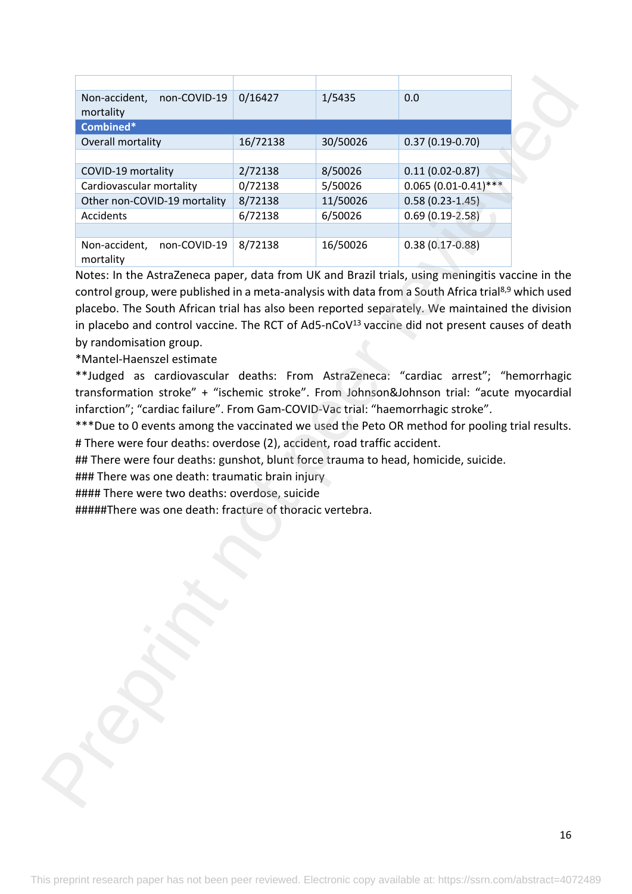| | | | |
|---|---|---|---|
| Non-accident, non-COVID-19 mortality | 0/16427 | 1/5435 | 0.0 |
| **Combined*** | | | |
| Overall mortality | 16/72138 | 30/50026 | 0.37 (0.19-0.70) |
| | | | |
| COVID-19 mortality | 2/72138 | 8/50026 | 0.11 (0.02-0.87) |
| Cardiovascular mortality | 0/72138 | 5/50026 | 0.065 (0.01-0.41)*** |
| Other non-COVID-19 mortality | 8/72138 | 11/50026 | 0.58 (0.23-1.45) |
| Accidents | 6/72138 | 6/50026 | 0.69 (0.19-2.58) |
| | | | |
| Non-accident, non-COVID-19 mortality | 8/72138 | 16/50026 | 0.38 (0.17-0.88) |

Notes: In the AstraZeneca paper, data from UK and Brazil trials, using meningitis vaccine in the control group, were published in a meta-analysis with data from a South Africa trial[8,9] which used placebo. The South African trial has also been reported separately. We maintained the division in placebo and control vaccine. The RCT of Ad5-nCoV[13] vaccine did not present causes of death by randomisation group.

*Mantel-Haenszel estimate

**Judged as cardiovascular deaths: From AstraZeneca: "cardiac arrest"; "hemorrhagic transformation stroke" + "ischemic stroke". From Johnson&Johnson trial: "acute myocardial infarction"; "cardiac failure". From Gam-COVID-Vac trial: "haemorrhagic stroke".

***Due to 0 events among the vaccinated we used the Peto OR method for pooling trial results.

# There were four deaths: overdose (2), accident, road traffic accident.

## There were four deaths: gunshot, blunt force trauma to head, homicide, suicide.

### There was one death: traumatic brain injury

#### There were two deaths: overdose, suicide

#####There was one death: fracture of thoracic vertebra.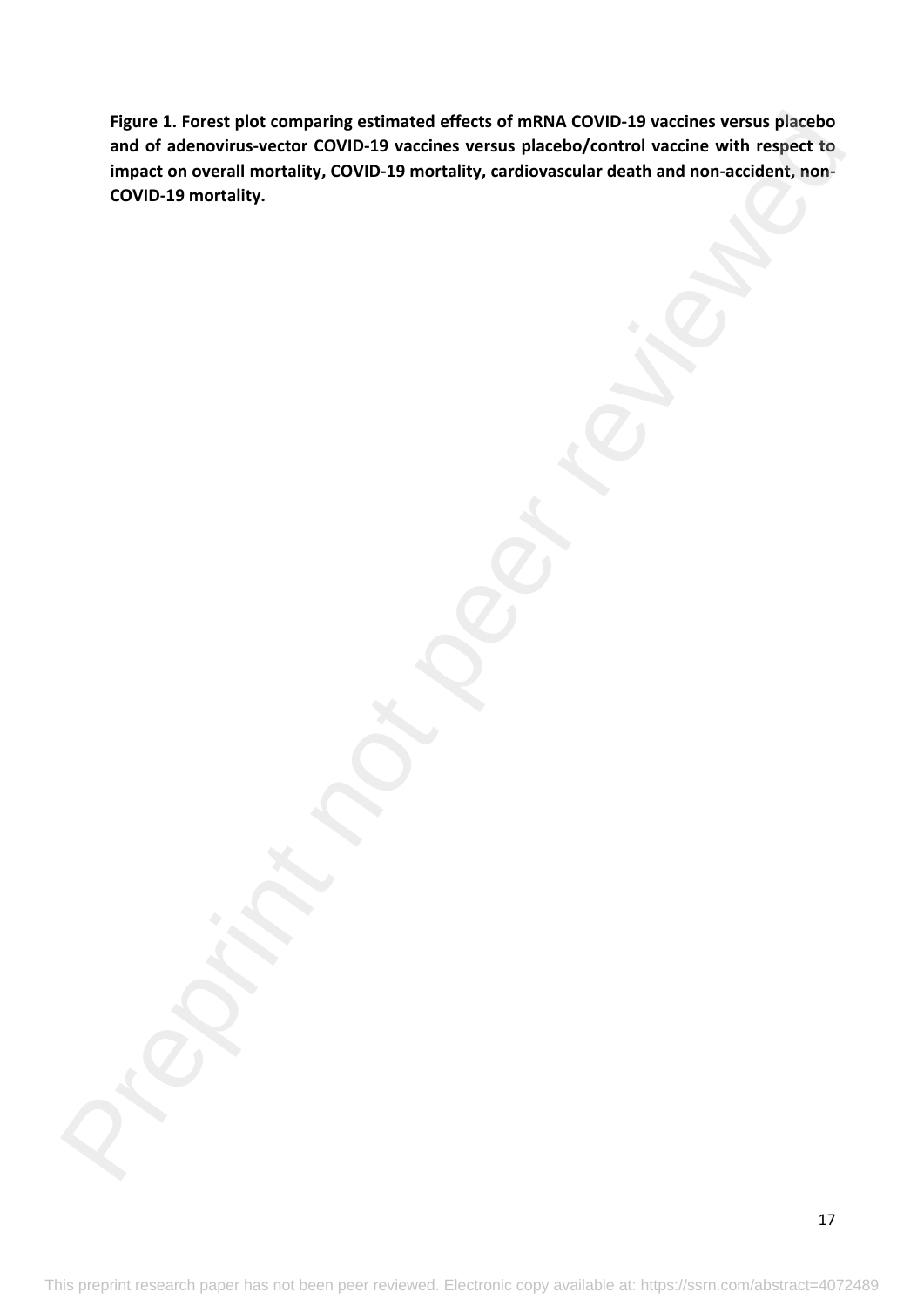**Figure 1. Forest plot comparing estimated effects of mRNA COVID-19 vaccines versus placebo and of adenovirus-vector COVID-19 vaccines versus placebo/control vaccine with respect to impact on overall mortality, COVID-19 mortality, cardiovascular death and non-accident, non-COVID-19 mortality.**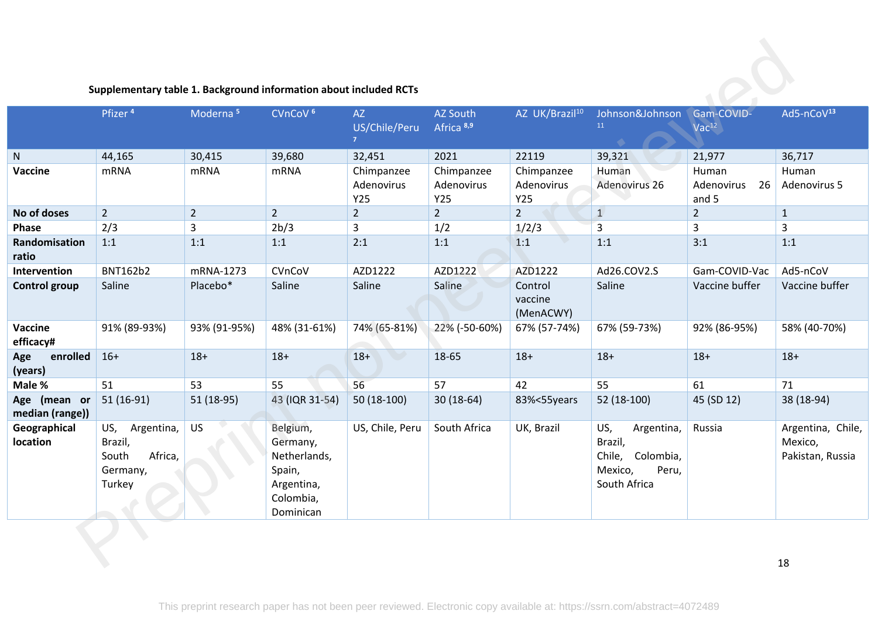**Supplementary table 1. Background information about included RCTs**

| | Pfizer [4] | Moderna [5] | CVnCoV [6] | AZ US/Chile/Peru [7] | AZ South Africa [8,9] | AZ UK/Brazil[10] | Johnson&Johnson [11] | Gam-COVID-Vac[12] | Ad5-nCoV[13] |
|---|---|---|---|---|---|---|---|---|---|
| N | 44,165 | 30,415 | 39,680 | 32,451 | 2021 | 22119 | 39,321 | 21,977 | 36,717 |
| **Vaccine** | mRNA | mRNA | mRNA | Chimpanzee Adenovirus Y25 | Chimpanzee Adenovirus Y25 | Chimpanzee Adenovirus Y25 | Human Adenovirus 26 | Human Adenovirus 26 and 5 | Human Adenovirus 5 |
| **No of doses** | 2 | 2 | 2 | 2 | 2 | 2 | 1 | 2 | 1 |
| **Phase** | 2/3 | 3 | 2b/3 | 3 | 1/2 | 1/2/3 | 3 | 3 | 3 |
| **Randomisation ratio** | 1:1 | 1:1 | 1:1 | 2:1 | 1:1 | 1:1 | 1:1 | 3:1 | 1:1 |
| **Intervention** | BNT162b2 | mRNA-1273 | CVnCoV | AZD1222 | AZD1222 | AZD1222 | Ad26.COV2.S | Gam-COVID-Vac | Ad5-nCoV |
| **Control group** | Saline | Placebo* | Saline | Saline | Saline | Control vaccine (MenACWY) | Saline | Vaccine buffer | Vaccine buffer |
| **Vaccine efficacy#** | 91% (89-93%) | 93% (91-95%) | 48% (31-61%) | 74% (65-81%) | 22% (-50-60%) | 67% (57-74%) | 67% (59-73%) | 92% (86-95%) | 58% (40-70%) |
| **Age enrolled (years)** | 16+ | 18+ | 18+ | 18+ | 18-65 | 18+ | 18+ | 18+ | 18+ |
| **Male %** | 51 | 53 | 55 | 56 | 57 | 42 | 55 | 61 | 71 |
| **Age (mean or median (range))** | 51 (16-91) | 51 (18-95) | 43 (IQR 31-54) | 50 (18-100) | 30 (18-64) | 83%<55years | 52 (18-100) | 45 (SD 12) | 38 (18-94) |
| **Geographical location** | US, Argentina, Brazil, South Africa, Germany, Turkey | US | Belgium, Germany, Netherlands, Spain, Argentina, Colombia, Dominican | US, Chile, Peru | South Africa | UK, Brazil | US, Argentina, Brazil, Chile, Colombia, Mexico, Peru, South Africa | Russia | Argentina, Chile, Mexico, Pakistan, Russia |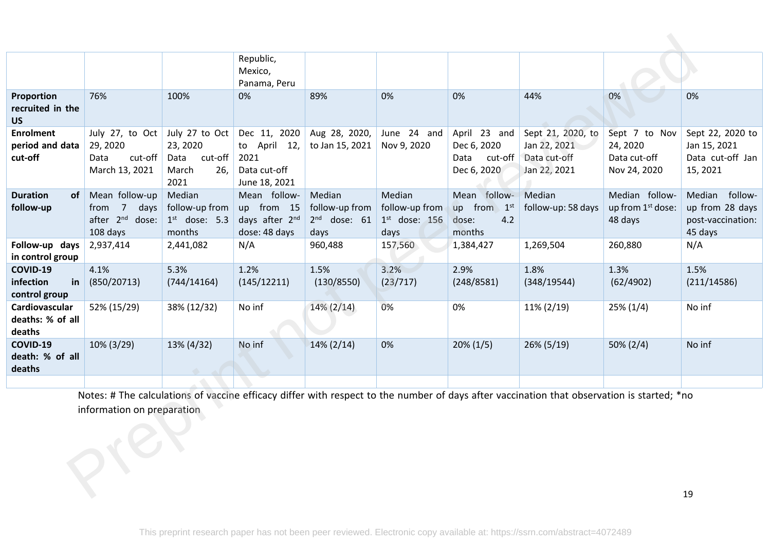| | | | | | | | | | |
|---|---|---|---|---|---|---|---|---|---|
| | | | Republic, Mexico, Panama, Peru | | | | | | |
| **Proportion recruited in the US** | 76% | 100% | 0% | 89% | 0% | 0% | 44% | 0% | 0% |
| **Enrolment period and data cut-off** | July 27, to Oct 29, 2020 Data cut-off March 13, 2021 | July 27 to Oct 23, 2020 Data cut-off March 26, 2021 | Dec 11, 2020 to April 12, 2021 Data cut-off June 18, 2021 | Aug 28, 2020, to Jan 15, 2021 | June 24 and Nov 9, 2020 | April 23 and Dec 6, 2020 Data cut-off Dec 6, 2020 | Sept 21, 2020, to Jan 22, 2021 Data cut-off Jan 22, 2021 | Sept 7 to Nov 24, 2020 Data cut-off Nov 24, 2020 | Sept 22, 2020 to Jan 15, 2021 Data cut-off Jan 15, 2021 |
| **Duration of follow-up** | Mean follow-up from 7 days after 2[nd] dose: 108 days | Median follow-up from 1[st] dose: 5.3 months | Mean follow-up from 15 days after 2[nd] dose: 48 days | Median follow-up from 2[nd] dose: 61 days | Median follow-up from 1[st] dose: 156 days | Mean follow-up from 1[st] dose: 4.2 months | Median follow-up: 58 days | Median follow-up from 1[st] dose: 48 days | Median follow-up from 28 days post-vaccination: 45 days |
| **Follow-up days in control group** | 2,937,414 | 2,441,082 | N/A | 960,488 | 157,560 | 1,384,427 | 1,269,504 | 260,880 | N/A |
| **COVID-19 infection in control group** | 4.1% (850/20713) | 5.3% (744/14164) | 1.2% (145/12211) | 1.5% (130/8550) | 3.2% (23/717) | 2.9% (248/8581) | 1.8% (348/19544) | 1.3% (62/4902) | 1.5% (211/14586) |
| **Cardiovascular deaths: % of all deaths** | 52% (15/29) | 38% (12/32) | No inf | 14% (2/14) | 0% | 0% | 11% (2/19) | 25% (1/4) | No inf |
| **COVID-19 death: % of all deaths** | 10% (3/29) | 13% (4/32) | No inf | 14% (2/14) | 0% | 20% (1/5) | 26% (5/19) | 50% (2/4) | No inf |
| | | | | | | | | | |

Notes: # The calculations of vaccine efficacy differ with respect to the number of days after vaccination that observation is started; *no information on preparation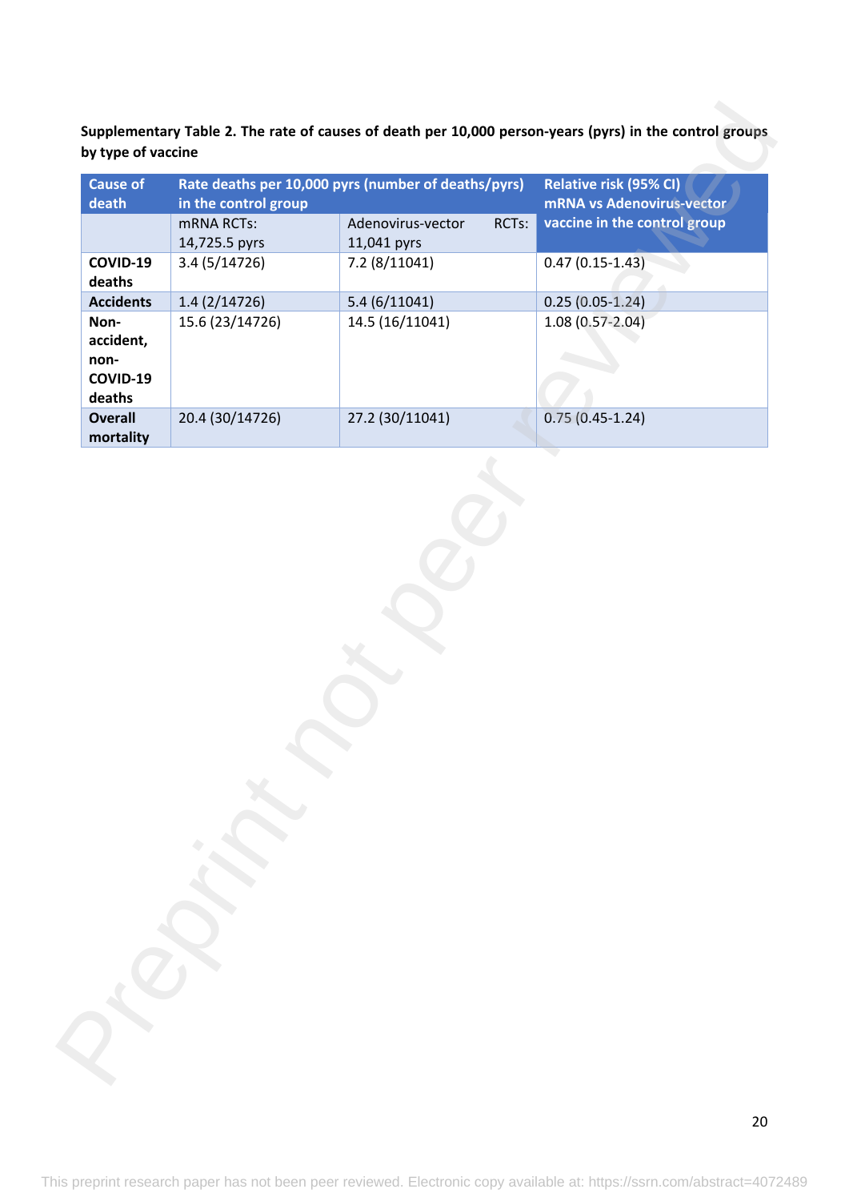**Supplementary Table 2. The rate of causes of death per 10,000 person-years (pyrs) in the control groups by type of vaccine**

| Cause of death | Rate deaths per 10,000 pyrs (number of deaths/pyrs) in the control group | | Relative risk (95% CI) mRNA vs Adenovirus-vector vaccine in the control group |
|---|---|---|---|
| | mRNA RCTs: 14,725.5 pyrs | Adenovirus-vector RCTs: 11,041 pyrs | |
| **COVID-19 deaths** | 3.4 (5/14726) | 7.2 (8/11041) | 0.47 (0.15-1.43) |
| **Accidents** | 1.4 (2/14726) | 5.4 (6/11041) | 0.25 (0.05-1.24) |
| **Non-accident, non-COVID-19 deaths** | 15.6 (23/14726) | 14.5 (16/11041) | 1.08 (0.57-2.04) |
| **Overall mortality** | 20.4 (30/14726) | 27.2 (30/11041) | 0.75 (0.45-1.24) |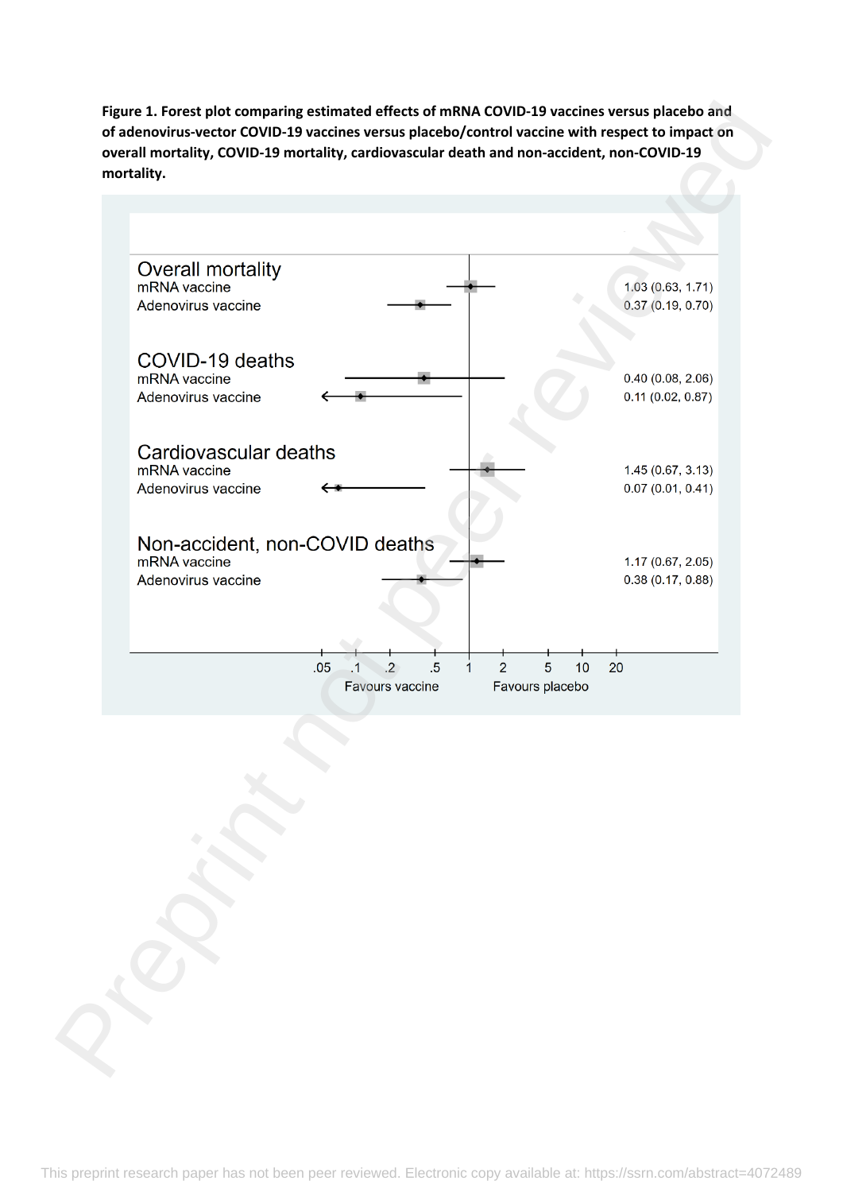**Figure 1. Forest plot comparing estimated effects of mRNA COVID-19 vaccines versus placebo and of adenovirus-vector COVID-19 vaccines versus placebo/control vaccine with respect to impact on overall mortality, COVID-19 mortality, cardiovascular death and non-accident, non-COVID-19 mortality.**

Overall mortality
mRNA vaccine 1.03 (0.63, 1.71)
Adenovirus vaccine 0.37 (0.19, 0.70)

COVID-19 deaths
mRNA vaccine 0.40 (0.08, 2.06)
Adenovirus vaccine 0.11 (0.02, 0.87)

Cardiovascular deaths
mRNA vaccine 1.45 (0.67, 3.13)
Adenovirus vaccine 0.07 (0.01, 0.41)

Non-accident, non-COVID deaths
mRNA vaccine 1.17 (0.67, 2.05)
Adenovirus vaccine 0.38 (0.17, 0.88)

.05 .1 .2 .5 1 2 5 10 20

Favours vaccine Favours placebo